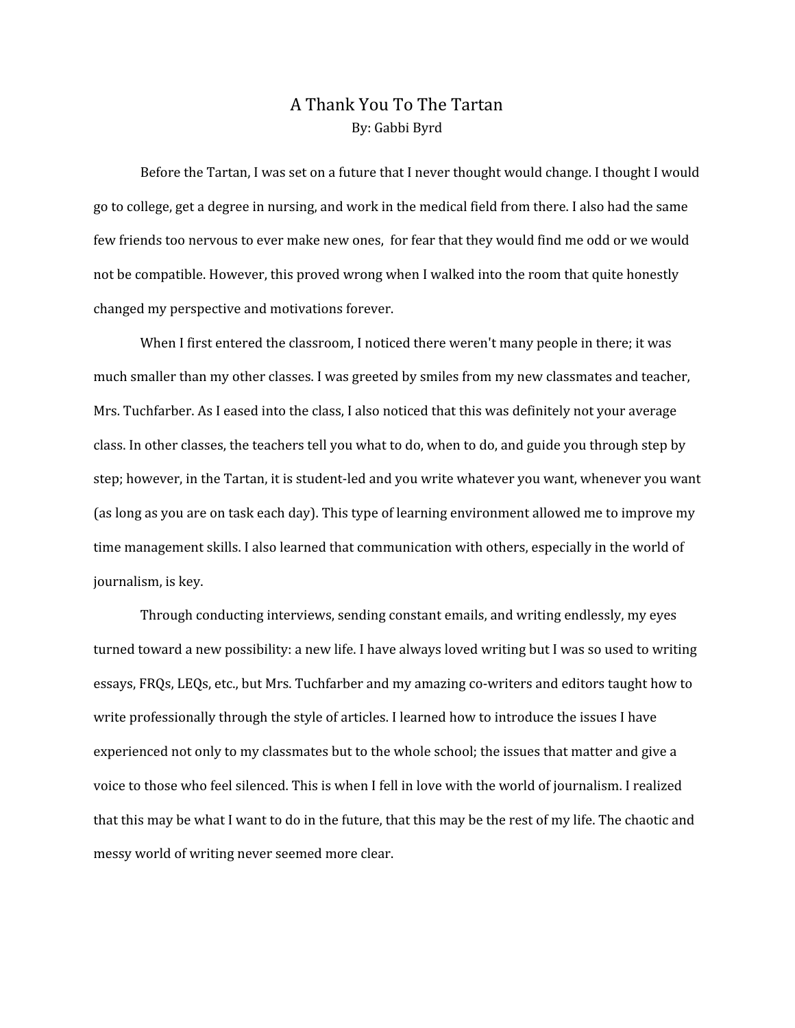# A Thank You To The Tartan

By: Gabbi Byrd

Before the Tartan, I was set on a future that I never thought would change. I thought I would go to college, get a degree in nursing, and work in the medical field from there. I also had the same few friends too nervous to ever make new ones, for fear that they would find me odd or we would not be compatible. However, this proved wrong when I walked into the room that quite honestly changed my perspective and motivations forever.

When I first entered the classroom, I noticed there weren't many people in there; it was much smaller than my other classes. I was greeted by smiles from my new classmates and teacher, Mrs. Tuchfarber. As I eased into the class, I also noticed that this was definitely not your average class. In other classes, the teachers tell you what to do, when to do, and guide you through step by step; however, in the Tartan, it is student-led and you write whatever you want, whenever you want (as long as you are on task each day). This type of learning environment allowed me to improve my time management skills. I also learned that communication with others, especially in the world of journalism, is key.

Through conducting interviews, sending constant emails, and writing endlessly, my eyes turned toward a new possibility: a new life. I have always loved writing but I was so used to writing essays, FRQs, LEQs, etc., but Mrs. Tuchfarber and my amazing co-writers and editors taught how to write professionally through the style of articles. I learned how to introduce the issues I have experienced not only to my classmates but to the whole school; the issues that matter and give a voice to those who feel silenced. This is when I fell in love with the world of journalism. I realized that this may be what I want to do in the future, that this may be the rest of my life. The chaotic and messy world of writing never seemed more clear.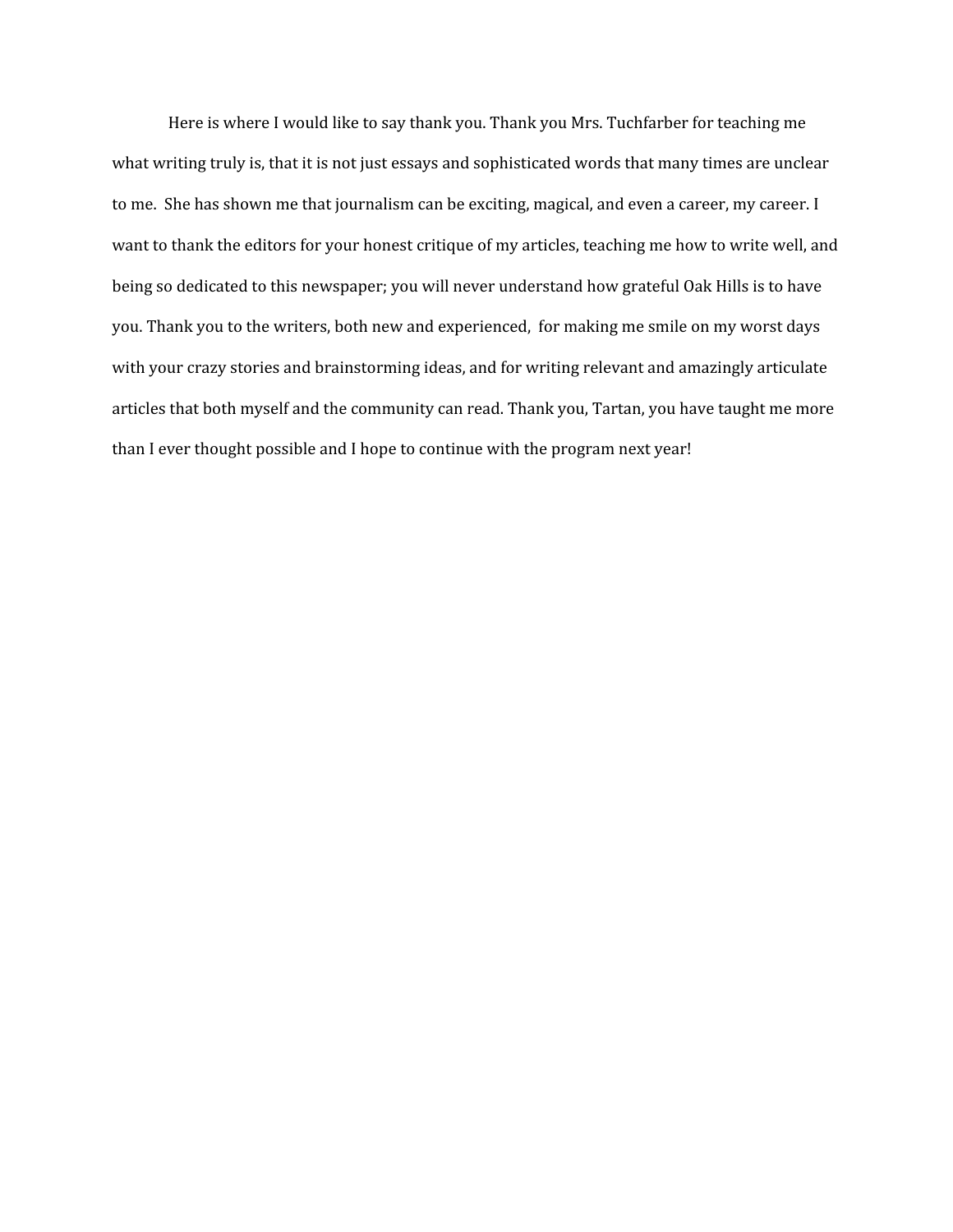Here is where I would like to say thank you. Thank you Mrs. Tuchfarber for teaching me what writing truly is, that it is not just essays and sophisticated words that many times are unclear to me. She has shown me that journalism can be exciting, magical, and even a career, my career. I want to thank the editors for your honest critique of my articles, teaching me how to write well, and being so dedicated to this newspaper; you will never understand how grateful Oak Hills is to have you. Thank you to the writers, both new and experienced, for making me smile on my worst days with your crazy stories and brainstorming ideas, and for writing relevant and amazingly articulate articles that both myself and the community can read. Thank you, Tartan, you have taught me more than I ever thought possible and I hope to continue with the program next year!